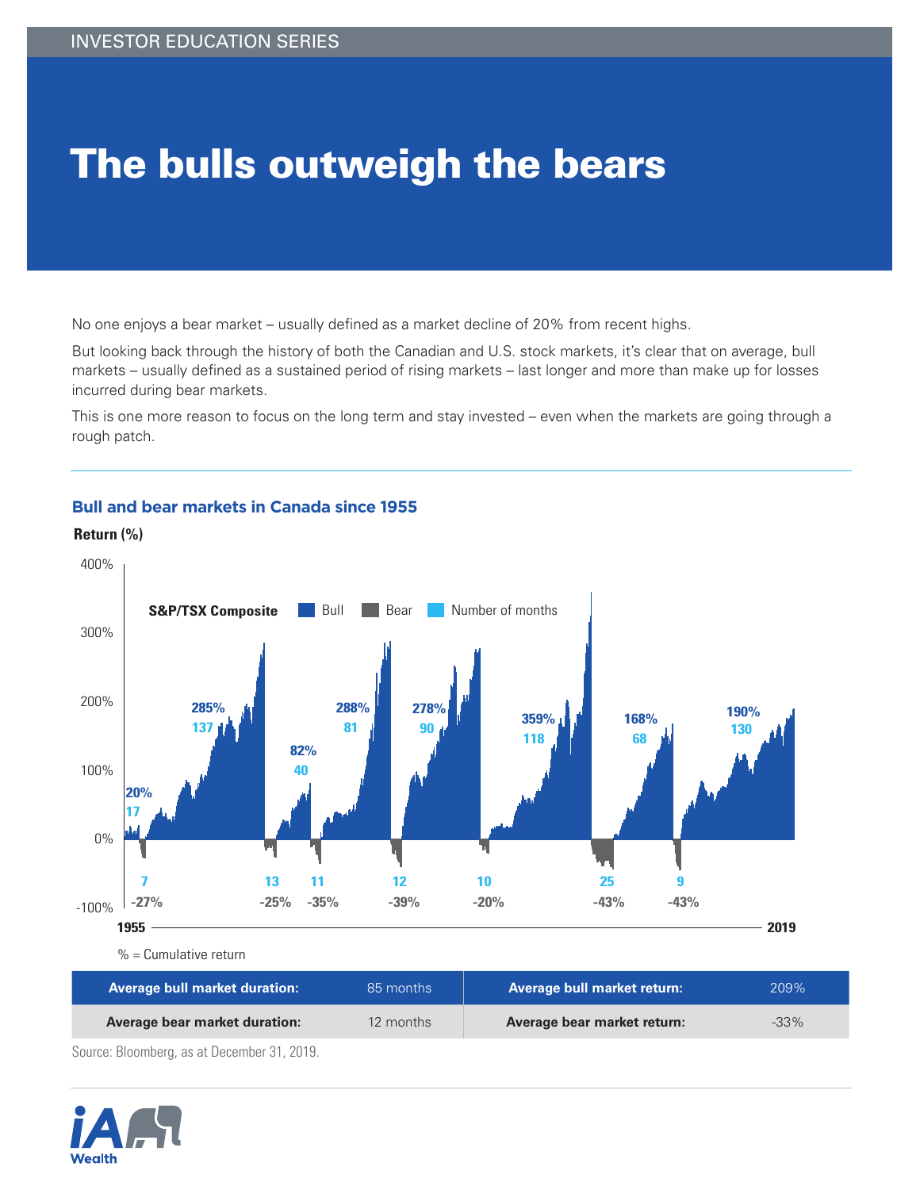INVESTOR EDUCATION SERIES

# The bulls outweigh the bears

No one enjoys a bear market – usually defined as a market decline of 20% from recent highs.

But looking back through the history of both the Canadian and U.S. stock markets, it's clear that on average, bull markets – usually defined as a sustained period of rising markets – last longer and more than make up for losses incurred during bear markets.

This is one more reason to focus on the long term and stay invested – even when the markets are going through a rough patch.

## Bull and bear markets in Canada since 1955

**Return (%)**

**S&P/TSX Composite** — Bull, Bear, Number of months

| Period | Bull return | Bull months | Bear months | Bear return |
|---|---|---|---|---|
| 1 | 20% | 17 | 7 | -27% |
| 2 | 285% | 137 | 13 | -25% |
| 3 | 82% | 40 | 11 | -35% |
| 4 | 288% | 81 | 12 | -39% |
| 5 | 278% | 90 | 10 | -20% |
| 6 | 359% | 118 | 25 | -43% |
| 7 | 168% | 68 | 9 | -43% |
| 8 | 190% | 130 | | |

1955 — 2019

% = Cumulative return

| Average bull market duration: | 85 months | Average bull market return: | 209% |
|---|---|---|---|
| **Average bear market duration:** | 12 months | **Average bear market return:** | -33% |

Source: Bloomberg, as at December 31, 2019.

iA Wealth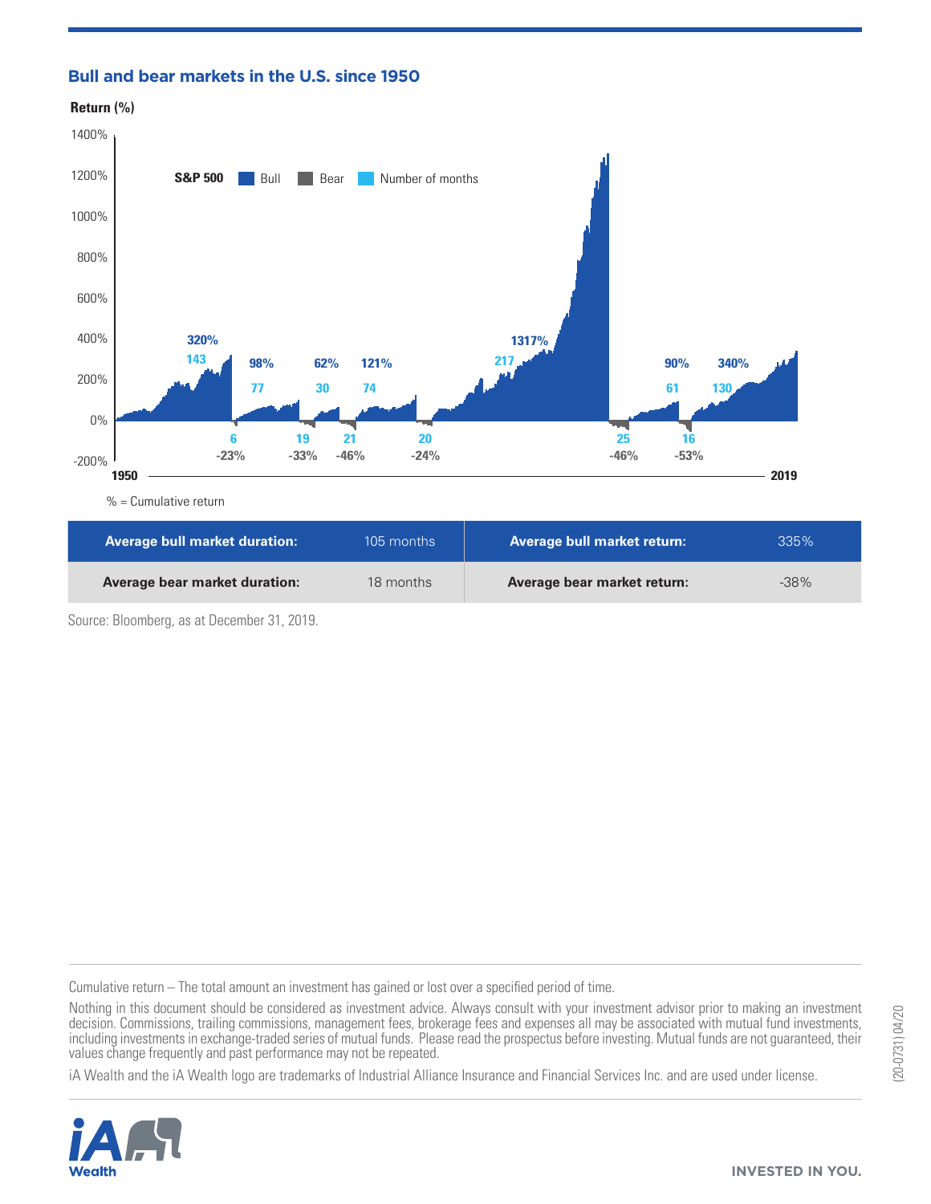## Bull and bear markets in the U.S. since 1950

Return (%)

1400%
1200%
1000%
800%
600%
400%
200%
0%
-200%

S&P 500 Bull Bear Number of months

320%
143
98%
77
62%
30
121%
74
1317%
217
90%
61
340%
130

6
-23%
19
-33%
21
-46%
20
-24%
25
-46%
16
-53%

1950
2019

% = Cumulative return

| | | | |
|---|---|---|---|
| **Average bull market duration:** | 105 months | **Average bull market return:** | 335% |
| **Average bear market duration:** | 18 months | **Average bear market return:** | -38% |

Source: Bloomberg, as at December 31, 2019.

Cumulative return – The total amount an investment has gained or lost over a specified period of time.

Nothing in this document should be considered as investment advice. Always consult with your investment advisor prior to making an investment decision. Commissions, trailing commissions, management fees, brokerage fees and expenses all may be associated with mutual fund investments, including investments in exchange-traded series of mutual funds. Please read the prospectus before investing. Mutual funds are not guaranteed, their values change frequently and past performance may not be repeated.

iA Wealth and the iA Wealth logo are trademarks of Industrial Alliance Insurance and Financial Services Inc. and are used under license.

(20-0731) 04/20

iA Wealth

INVESTED IN YOU.